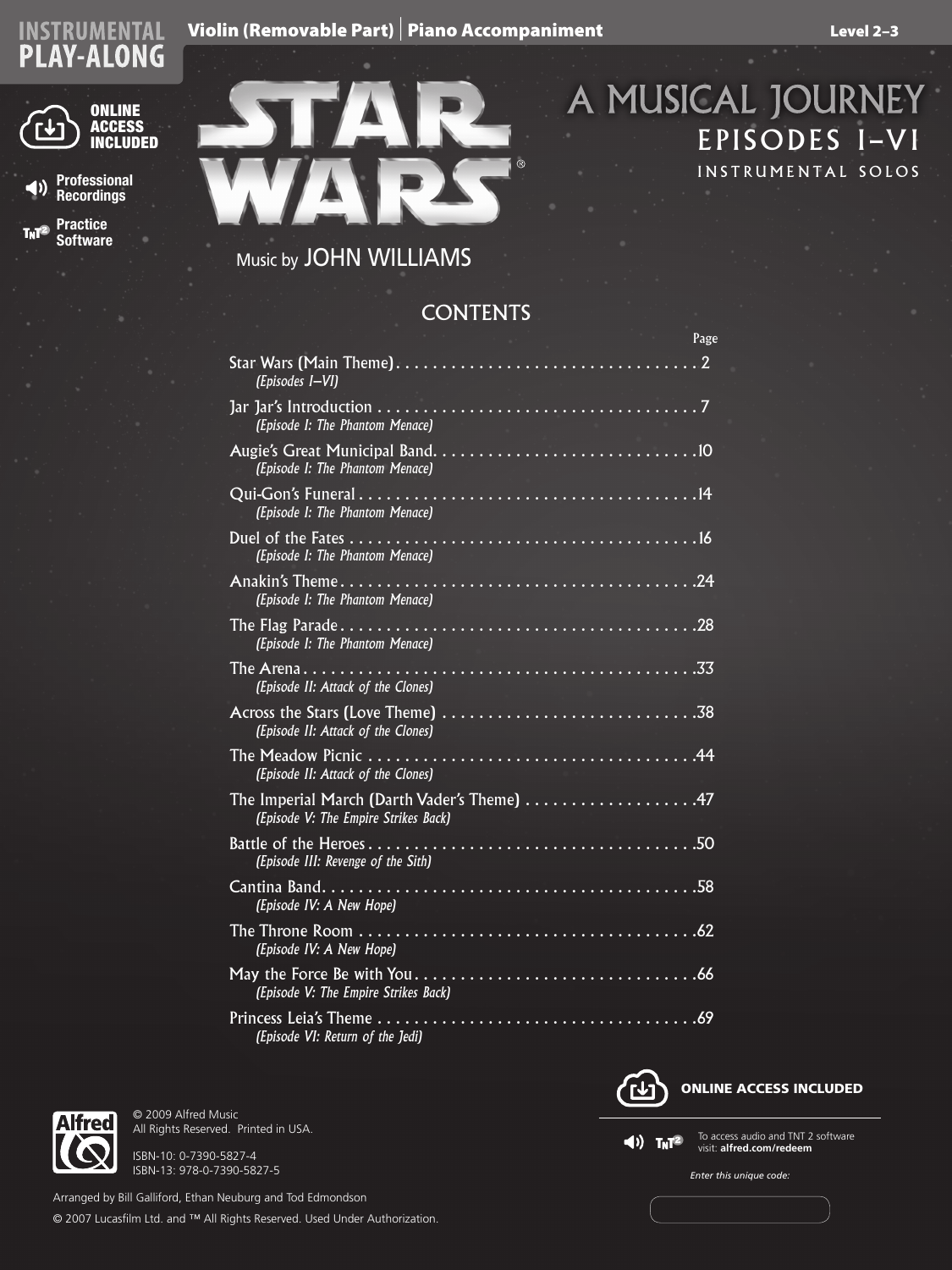# INSTRUMENTAL PLAY-ALONG

**Violin (Removable Part) | Piano Accompaniment**

**Level 2–3**

**ONLINE ACCESS INCLUDED**

**Professional Recordings**

**Practice Software**

# STAR WARS®

# A MUSICAL JOURNEY

## EPISODES I–VI

INSTRUMENTAL SOLOS

Music by JOHN WILLIAMS

## CONTENTS

| | Page |
|---|---|
| Star Wars (Main Theme) *(Episodes I–VI)* | 2 |
| Jar Jar's Introduction *(Episode I: The Phantom Menace)* | 7 |
| Augie's Great Municipal Band *(Episode I: The Phantom Menace)* | 10 |
| Qui-Gon's Funeral *(Episode I: The Phantom Menace)* | 14 |
| Duel of the Fates *(Episode I: The Phantom Menace)* | 16 |
| Anakin's Theme *(Episode I: The Phantom Menace)* | 24 |
| The Flag Parade *(Episode I: The Phantom Menace)* | 28 |
| The Arena *(Episode II: Attack of the Clones)* | 33 |
| Across the Stars (Love Theme) *(Episode II: Attack of the Clones)* | 38 |
| The Meadow Picnic *(Episode II: Attack of the Clones)* | 44 |
| The Imperial March (Darth Vader's Theme) *(Episode V: The Empire Strikes Back)* | 47 |
| Battle of the Heroes *(Episode III: Revenge of the Sith)* | 50 |
| Cantina Band *(Episode IV: A New Hope)* | 58 |
| The Throne Room *(Episode IV: A New Hope)* | 62 |
| May the Force Be with You *(Episode V: The Empire Strikes Back)* | 66 |
| Princess Leia's Theme *(Episode VI: Return of the Jedi)* | 69 |

© 2009 Alfred Music
All Rights Reserved. Printed in USA.

ISBN-10: 0-7390-5827-4
ISBN-13: 978-0-7390-5827-5

Arranged by Bill Galliford, Ethan Neuburg and Tod Edmondson

© 2007 Lucasfilm Ltd. and ™ All Rights Reserved. Used Under Authorization.

**ONLINE ACCESS INCLUDED**

To access audio and TNT 2 software visit: **alfred.com/redeem**

*Enter this unique code:*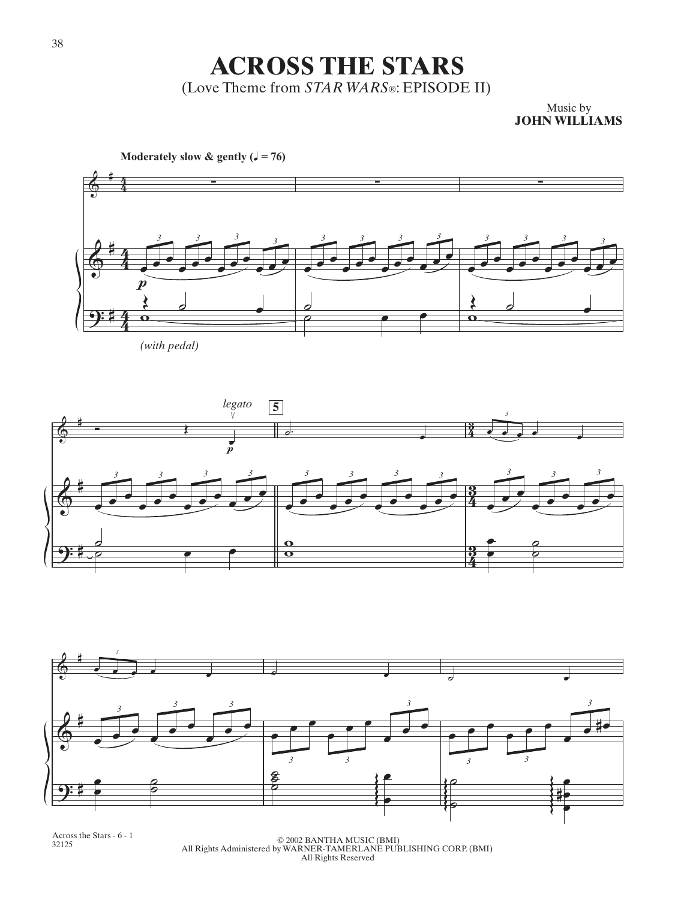# ACROSS THE STARS

(Love Theme from *STAR WARS*®: EPISODE II)

Music by
**JOHN WILLIAMS**

**Moderately slow & gently (♩ = 76)**

*(with pedal)*

*legato*

© 2002 BANTHA MUSIC (BMI)
All Rights Administered by WARNER-TAMERLANE PUBLISHING CORP. (BMI)
All Rights Reserved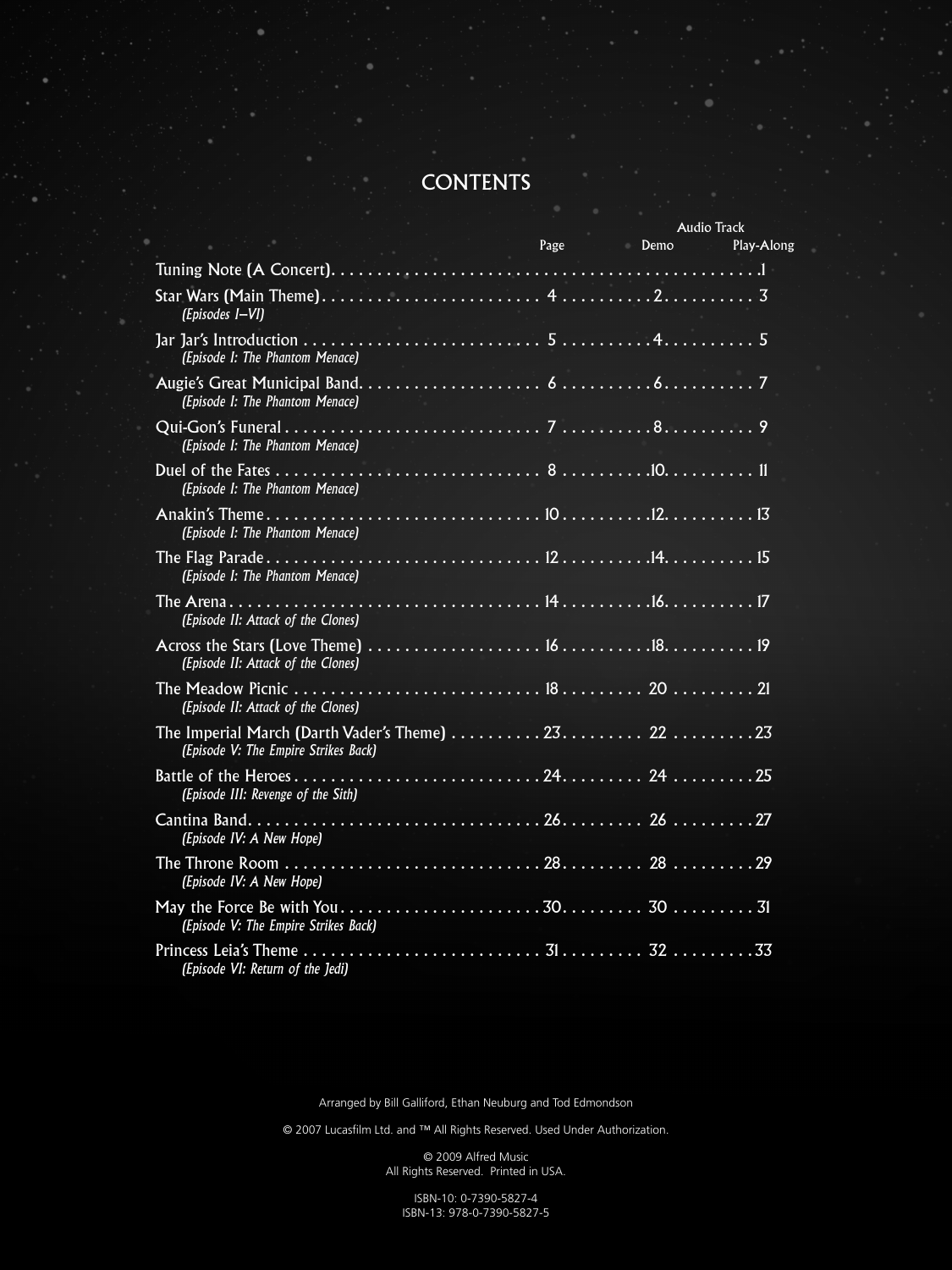# CONTENTS

| | Page | Audio Track Demo | Audio Track Play-Along |
|---|---|---|---|
| Tuning Note (A Concert) | | | 1 |
| Star Wars (Main Theme) *(Episodes I–VI)* | 4 | 2 | 3 |
| Jar Jar's Introduction *(Episode I: The Phantom Menace)* | 5 | 4 | 5 |
| Augie's Great Municipal Band *(Episode I: The Phantom Menace)* | 6 | 6 | 7 |
| Qui-Gon's Funeral *(Episode I: The Phantom Menace)* | 7 | 8 | 9 |
| Duel of the Fates *(Episode I: The Phantom Menace)* | 8 | 10 | 11 |
| Anakin's Theme *(Episode I: The Phantom Menace)* | 10 | 12 | 13 |
| The Flag Parade *(Episode I: The Phantom Menace)* | 12 | 14 | 15 |
| The Arena *(Episode II: Attack of the Clones)* | 14 | 16 | 17 |
| Across the Stars (Love Theme) *(Episode II: Attack of the Clones)* | 16 | 18 | 19 |
| The Meadow Picnic *(Episode II: Attack of the Clones)* | 18 | 20 | 21 |
| The Imperial March (Darth Vader's Theme) *(Episode V: The Empire Strikes Back)* | 23 | 22 | 23 |
| Battle of the Heroes *(Episode III: Revenge of the Sith)* | 24 | 24 | 25 |
| Cantina Band *(Episode IV: A New Hope)* | 26 | 26 | 27 |
| The Throne Room *(Episode IV: A New Hope)* | 28 | 28 | 29 |
| May the Force Be with You *(Episode V: The Empire Strikes Back)* | 30 | 30 | 31 |
| Princess Leia's Theme *(Episode VI: Return of the Jedi)* | 31 | 32 | 33 |

Arranged by Bill Galliford, Ethan Neuburg and Tod Edmondson

© 2007 Lucasfilm Ltd. and ™ All Rights Reserved. Used Under Authorization.

© 2009 Alfred Music
All Rights Reserved. Printed in USA.

ISBN-10: 0-7390-5827-4
ISBN-13: 978-0-7390-5827-5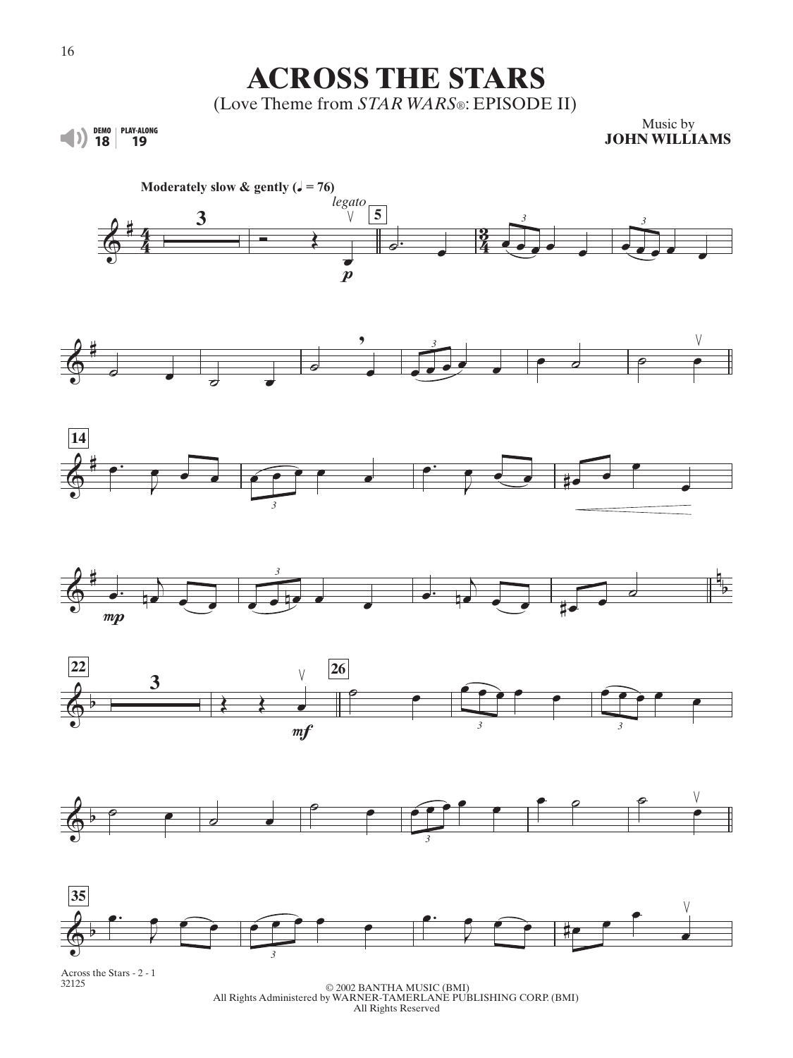# ACROSS THE STARS

(Love Theme from *STAR WARS*®: EPISODE II)

DEMO 18 | PLAY-ALONG 19

Music by
**JOHN WILLIAMS**

**Moderately slow & gently (♩ = 76)**

Across the Stars - 2 - 1
32125

© 2002 BANTHA MUSIC (BMI)
All Rights Administered by WARNER-TAMERLANE PUBLISHING CORP. (BMI)
All Rights Reserved